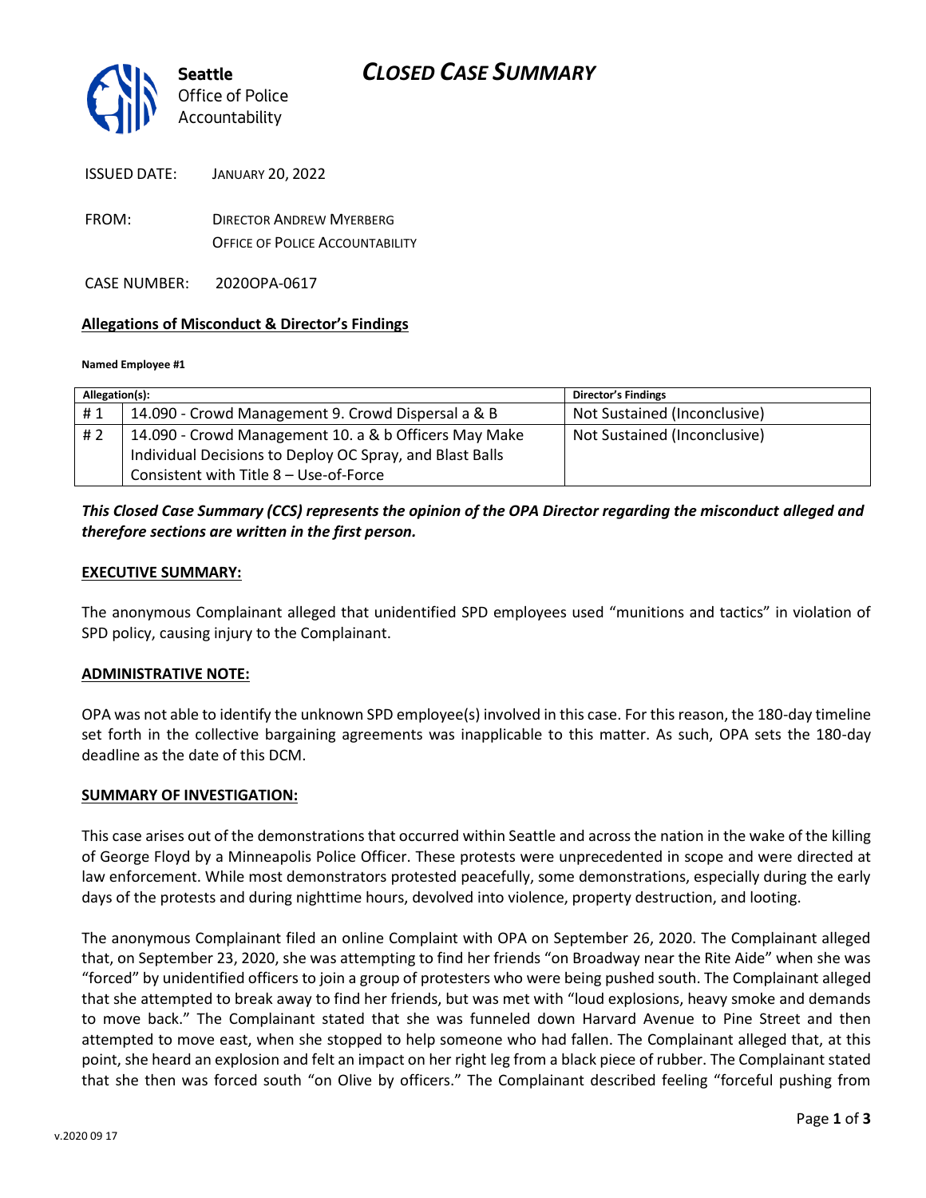# CLOSED CASE SUMMARY

**Seattle** Office of Police Accountability

ISSUED DATE: JANUARY 20, 2022

FROM: DIRECTOR ANDREW MYERBERG
OFFICE OF POLICE ACCOUNTABILITY

CASE NUMBER: 2020OPA-0617

## Allegations of Misconduct & Director's Findings

**Named Employee #1**

| Allegation(s): | | Director's Findings |
|---|---|---|
| # 1 | 14.090 - Crowd Management 9. Crowd Dispersal a & B | Not Sustained (Inconclusive) |
| # 2 | 14.090 - Crowd Management 10. a & b Officers May Make Individual Decisions to Deploy OC Spray, and Blast Balls Consistent with Title 8 – Use-of-Force | Not Sustained (Inconclusive) |

***This Closed Case Summary (CCS) represents the opinion of the OPA Director regarding the misconduct alleged and therefore sections are written in the first person.***

### EXECUTIVE SUMMARY:

The anonymous Complainant alleged that unidentified SPD employees used "munitions and tactics" in violation of SPD policy, causing injury to the Complainant.

### ADMINISTRATIVE NOTE:

OPA was not able to identify the unknown SPD employee(s) involved in this case. For this reason, the 180-day timeline set forth in the collective bargaining agreements was inapplicable to this matter. As such, OPA sets the 180-day deadline as the date of this DCM.

### SUMMARY OF INVESTIGATION:

This case arises out of the demonstrations that occurred within Seattle and across the nation in the wake of the killing of George Floyd by a Minneapolis Police Officer. These protests were unprecedented in scope and were directed at law enforcement. While most demonstrators protested peacefully, some demonstrations, especially during the early days of the protests and during nighttime hours, devolved into violence, property destruction, and looting.

The anonymous Complainant filed an online Complaint with OPA on September 26, 2020. The Complainant alleged that, on September 23, 2020, she was attempting to find her friends "on Broadway near the Rite Aide" when she was "forced" by unidentified officers to join a group of protesters who were being pushed south. The Complainant alleged that she attempted to break away to find her friends, but was met with "loud explosions, heavy smoke and demands to move back." The Complainant stated that she was funneled down Harvard Avenue to Pine Street and then attempted to move east, when she stopped to help someone who had fallen. The Complainant alleged that, at this point, she heard an explosion and felt an impact on her right leg from a black piece of rubber. The Complainant stated that she then was forced south "on Olive by officers." The Complainant described feeling "forceful pushing from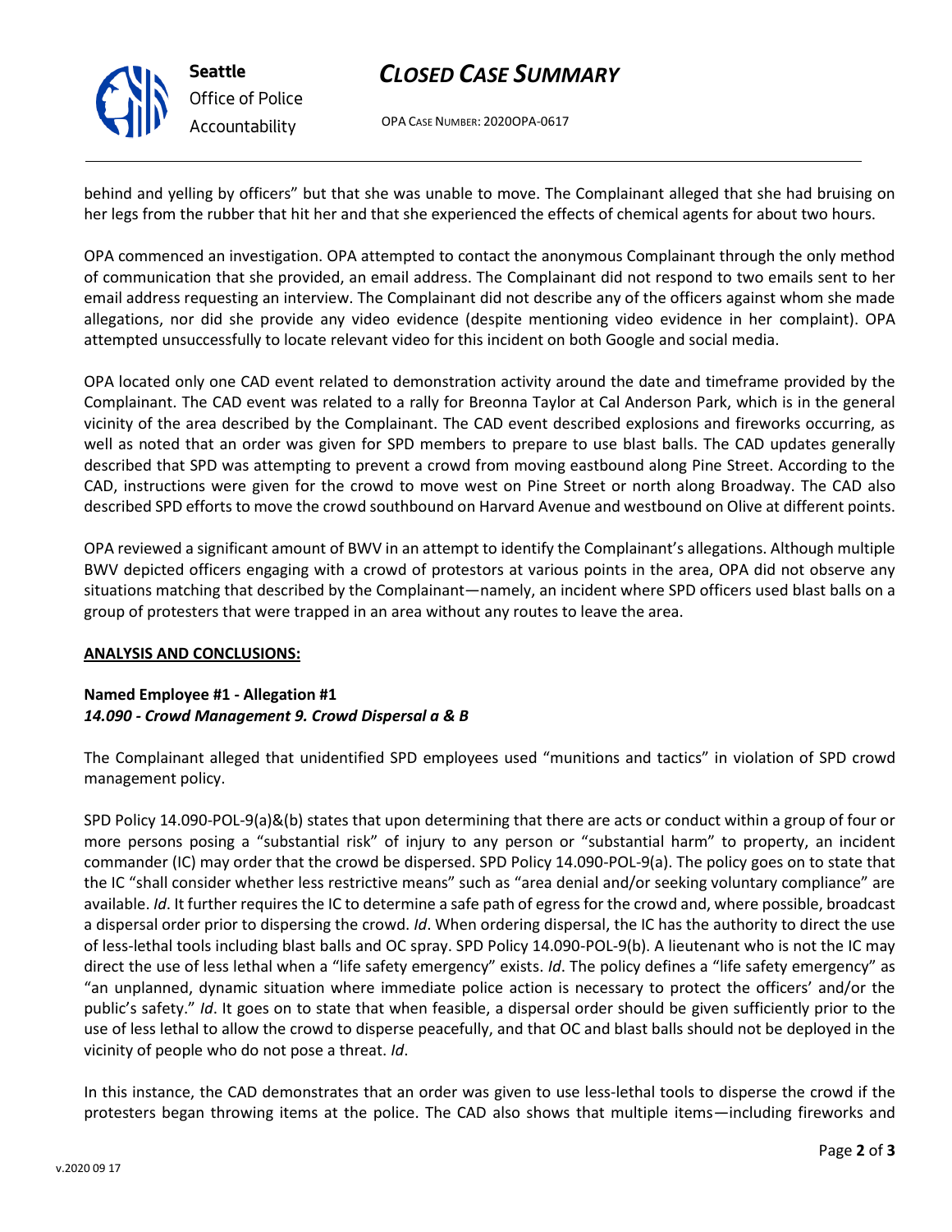behind and yelling by officers" but that she was unable to move. The Complainant alleged that she had bruising on her legs from the rubber that hit her and that she experienced the effects of chemical agents for about two hours.

OPA commenced an investigation. OPA attempted to contact the anonymous Complainant through the only method of communication that she provided, an email address. The Complainant did not respond to two emails sent to her email address requesting an interview. The Complainant did not describe any of the officers against whom she made allegations, nor did she provide any video evidence (despite mentioning video evidence in her complaint). OPA attempted unsuccessfully to locate relevant video for this incident on both Google and social media.

OPA located only one CAD event related to demonstration activity around the date and timeframe provided by the Complainant. The CAD event was related to a rally for Breonna Taylor at Cal Anderson Park, which is in the general vicinity of the area described by the Complainant. The CAD event described explosions and fireworks occurring, as well as noted that an order was given for SPD members to prepare to use blast balls. The CAD updates generally described that SPD was attempting to prevent a crowd from moving eastbound along Pine Street. According to the CAD, instructions were given for the crowd to move west on Pine Street or north along Broadway. The CAD also described SPD efforts to move the crowd southbound on Harvard Avenue and westbound on Olive at different points.

OPA reviewed a significant amount of BWV in an attempt to identify the Complainant's allegations. Although multiple BWV depicted officers engaging with a crowd of protestors at various points in the area, OPA did not observe any situations matching that described by the Complainant—namely, an incident where SPD officers used blast balls on a group of protesters that were trapped in an area without any routes to leave the area.

**ANALYSIS AND CONCLUSIONS:**

**Named Employee #1 - Allegation #1**
***14.090 - Crowd Management 9. Crowd Dispersal a & B***

The Complainant alleged that unidentified SPD employees used "munitions and tactics" in violation of SPD crowd management policy.

SPD Policy 14.090-POL-9(a)&(b) states that upon determining that there are acts or conduct within a group of four or more persons posing a "substantial risk" of injury to any person or "substantial harm" to property, an incident commander (IC) may order that the crowd be dispersed. SPD Policy 14.090-POL-9(a). The policy goes on to state that the IC "shall consider whether less restrictive means" such as "area denial and/or seeking voluntary compliance" are available. *Id*. It further requires the IC to determine a safe path of egress for the crowd and, where possible, broadcast a dispersal order prior to dispersing the crowd. *Id*. When ordering dispersal, the IC has the authority to direct the use of less-lethal tools including blast balls and OC spray. SPD Policy 14.090-POL-9(b). A lieutenant who is not the IC may direct the use of less lethal when a "life safety emergency" exists. *Id*. The policy defines a "life safety emergency" as "an unplanned, dynamic situation where immediate police action is necessary to protect the officers' and/or the public's safety." *Id*. It goes on to state that when feasible, a dispersal order should be given sufficiently prior to the use of less lethal to allow the crowd to disperse peacefully, and that OC and blast balls should not be deployed in the vicinity of people who do not pose a threat. *Id*.

In this instance, the CAD demonstrates that an order was given to use less-lethal tools to disperse the crowd if the protesters began throwing items at the police. The CAD also shows that multiple items—including fireworks and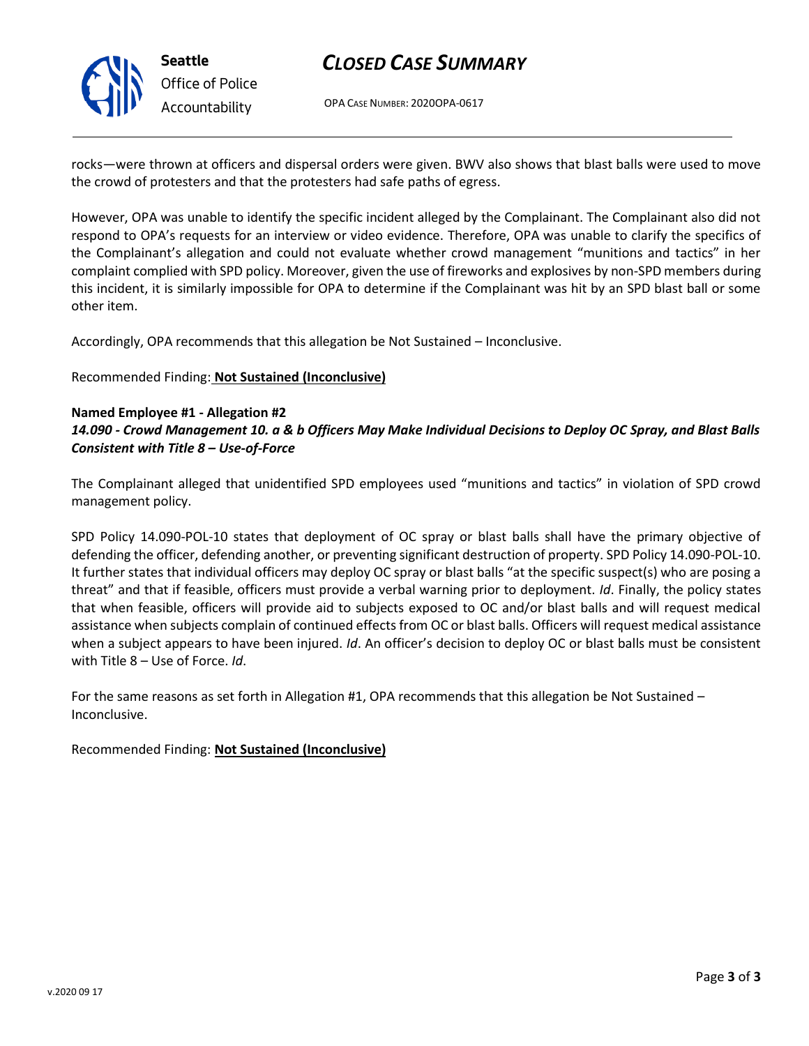rocks—were thrown at officers and dispersal orders were given. BWV also shows that blast balls were used to move the crowd of protesters and that the protesters had safe paths of egress.

However, OPA was unable to identify the specific incident alleged by the Complainant. The Complainant also did not respond to OPA's requests for an interview or video evidence. Therefore, OPA was unable to clarify the specifics of the Complainant's allegation and could not evaluate whether crowd management "munitions and tactics" in her complaint complied with SPD policy. Moreover, given the use of fireworks and explosives by non-SPD members during this incident, it is similarly impossible for OPA to determine if the Complainant was hit by an SPD blast ball or some other item.

Accordingly, OPA recommends that this allegation be Not Sustained – Inconclusive.

Recommended Finding: **Not Sustained (Inconclusive)**

**Named Employee #1 - Allegation #2**
***14.090 - Crowd Management 10. a & b Officers May Make Individual Decisions to Deploy OC Spray, and Blast Balls Consistent with Title 8 – Use-of-Force***

The Complainant alleged that unidentified SPD employees used "munitions and tactics" in violation of SPD crowd management policy.

SPD Policy 14.090-POL-10 states that deployment of OC spray or blast balls shall have the primary objective of defending the officer, defending another, or preventing significant destruction of property. SPD Policy 14.090-POL-10. It further states that individual officers may deploy OC spray or blast balls "at the specific suspect(s) who are posing a threat" and that if feasible, officers must provide a verbal warning prior to deployment. *Id*. Finally, the policy states that when feasible, officers will provide aid to subjects exposed to OC and/or blast balls and will request medical assistance when subjects complain of continued effects from OC or blast balls. Officers will request medical assistance when a subject appears to have been injured. *Id*. An officer's decision to deploy OC or blast balls must be consistent with Title 8 – Use of Force. *Id*.

For the same reasons as set forth in Allegation #1, OPA recommends that this allegation be Not Sustained – Inconclusive.

Recommended Finding: **Not Sustained (Inconclusive)**